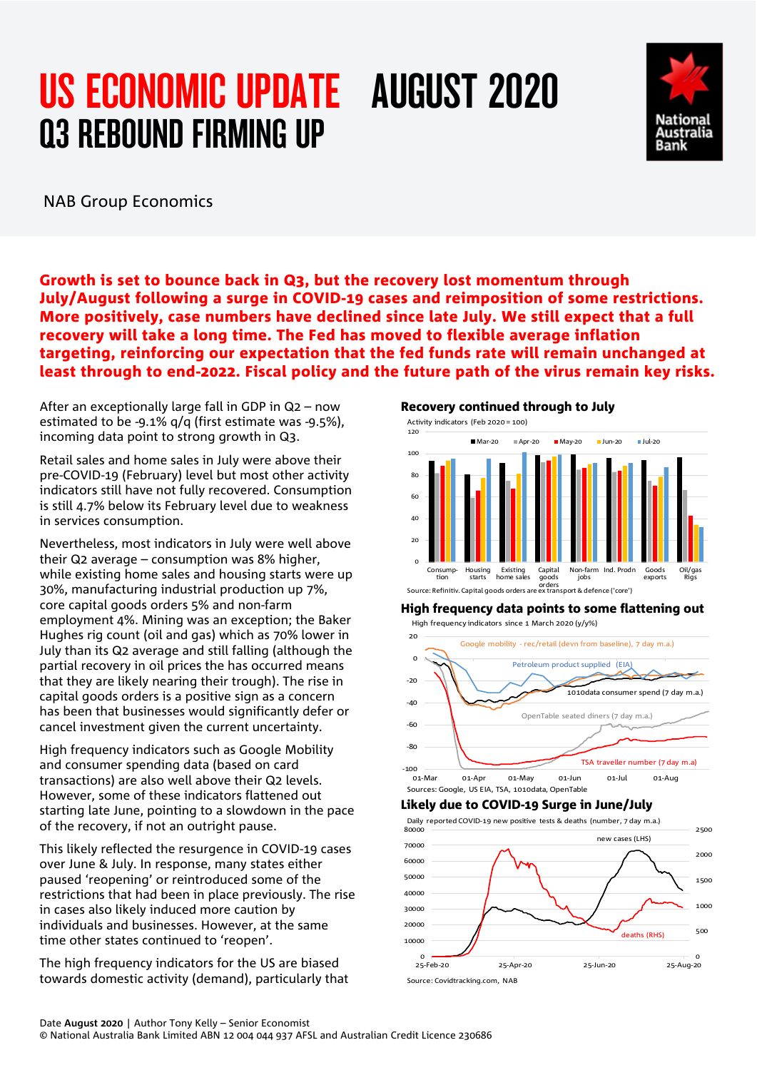# US ECONOMIC UPDATE AUGUST 2020

## Q3 REBOUND FIRMING UP

NAB Group Economics

**Growth is set to bounce back in Q3, but the recovery lost momentum through July/August following a surge in COVID-19 cases and reimposition of some restrictions. More positively, case numbers have declined since late July. We still expect that a full recovery will take a long time. The Fed has moved to flexible average inflation targeting, reinforcing our expectation that the fed funds rate will remain unchanged at least through to end-2022. Fiscal policy and the future path of the virus remain key risks.**

After an exceptionally large fall in GDP in Q2 – now estimated to be -9.1% q/q (first estimate was -9.5%), incoming data point to strong growth in Q3.

Retail sales and home sales in July were above their pre-COVID-19 (February) level but most other activity indicators still have not fully recovered. Consumption is still 4.7% below its February level due to weakness in services consumption.

Nevertheless, most indicators in July were well above their Q2 average – consumption was 8% higher, while existing home sales and housing starts were up 30%, manufacturing industrial production up 7%, core capital goods orders 5% and non-farm employment 4%. Mining was an exception; the Baker Hughes rig count (oil and gas) which as 70% lower in July than its Q2 average and still falling (although the partial recovery in oil prices the has occurred means that they are likely nearing their trough). The rise in capital goods orders is a positive sign as a concern has been that businesses would significantly defer or cancel investment given the current uncertainty.

High frequency indicators such as Google Mobility and consumer spending data (based on card transactions) are also well above their Q2 levels. However, some of these indicators flattened out starting late June, pointing to a slowdown in the pace of the recovery, if not an outright pause.

This likely reflected the resurgence in COVID-19 cases over June & July. In response, many states either paused 'reopening' or reintroduced some of the restrictions that had been in place previously. The rise in cases also likely induced more caution by individuals and businesses. However, at the same time other states continued to 'reopen'.

The high frequency indicators for the US are biased towards domestic activity (demand), particularly that

**Recovery continued through to July**

Activity indicators (Feb 2020 = 100)

Source: Refinitiv. Capital goods orders are ex transport & defence ('core')

**High frequency data points to some flattening out**

High frequency indicators since 1 March 2020 (y/y%)

Sources: Google, US EIA, TSA, 1010data, OpenTable

**Likely due to COVID-19 Surge in June/July**

Daily reported COVID-19 new positive tests & deaths (number, 7 day m.a.)

Source: Covidtracking.com, NAB

Date **August 2020** | Author Tony Kelly – Senior Economist
© National Australia Bank Limited ABN 12 004 044 937 AFSL and Australian Credit Licence 230686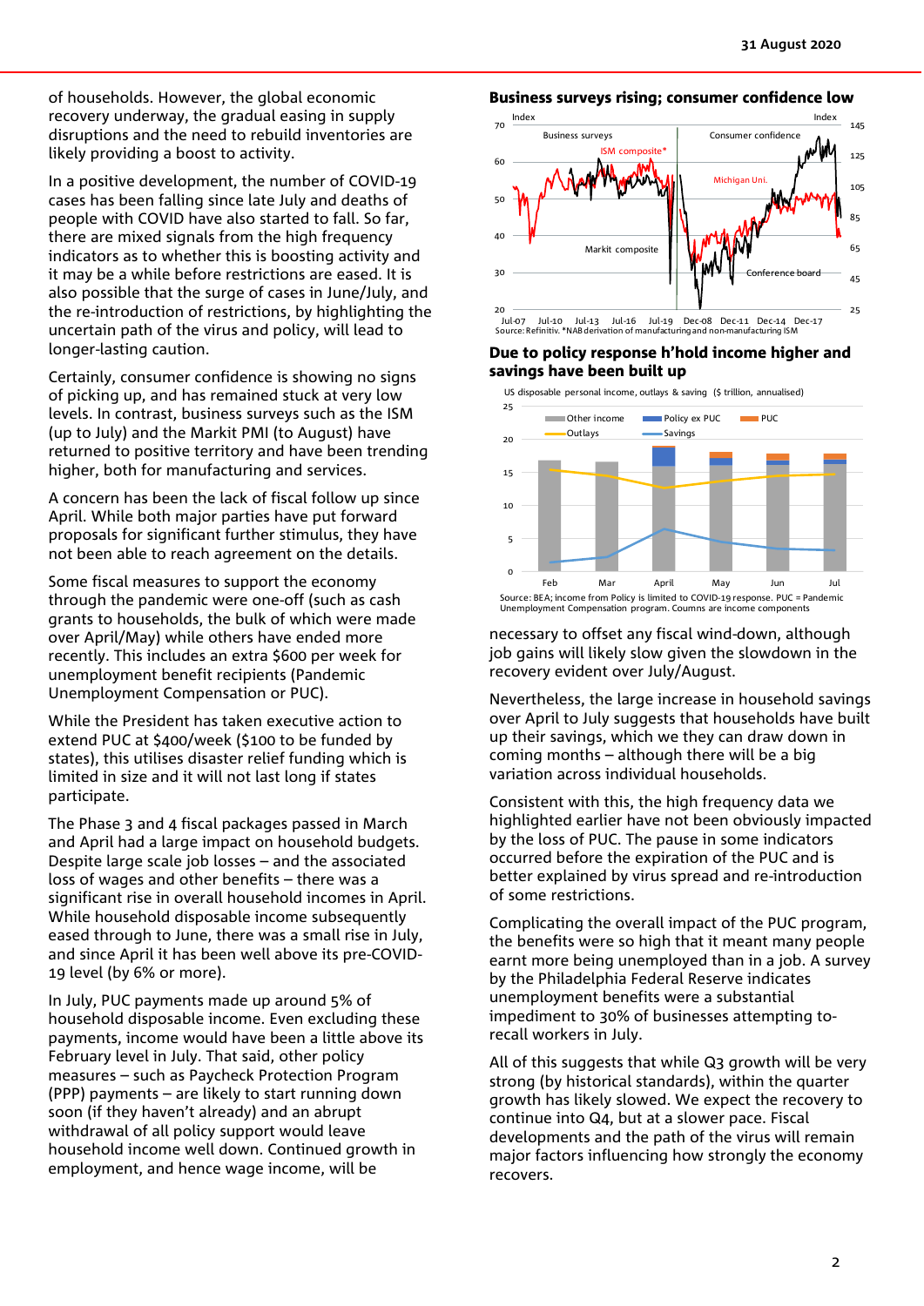of households. However, the global economic recovery underway, the gradual easing in supply disruptions and the need to rebuild inventories are likely providing a boost to activity.

In a positive development, the number of COVID-19 cases has been falling since late July and deaths of people with COVID have also started to fall. So far, there are mixed signals from the high frequency indicators as to whether this is boosting activity and it may be a while before restrictions are eased. It is also possible that the surge of cases in June/July, and the re-introduction of restrictions, by highlighting the uncertain path of the virus and policy, will lead to longer-lasting caution.

Certainly, consumer confidence is showing no signs of picking up, and has remained stuck at very low levels. In contrast, business surveys such as the ISM (up to July) and the Markit PMI (to August) have returned to positive territory and have been trending higher, both for manufacturing and services.

A concern has been the lack of fiscal follow up since April. While both major parties have put forward proposals for significant further stimulus, they have not been able to reach agreement on the details.

Some fiscal measures to support the economy through the pandemic were one-off (such as cash grants to households, the bulk of which were made over April/May) while others have ended more recently. This includes an extra $600 per week for unemployment benefit recipients (Pandemic Unemployment Compensation or PUC).

While the President has taken executive action to extend PUC at $400/week ($100 to be funded by states), this utilises disaster relief funding which is limited in size and it will not last long if states participate.

The Phase 3 and 4 fiscal packages passed in March and April had a large impact on household budgets. Despite large scale job losses – and the associated loss of wages and other benefits – there was a significant rise in overall household incomes in April. While household disposable income subsequently eased through to June, there was a small rise in July, and since April it has been well above its pre-COVID-19 level (by 6% or more).

In July, PUC payments made up around 5% of household disposable income. Even excluding these payments, income would have been a little above its February level in July. That said, other policy measures – such as Paycheck Protection Program (PPP) payments – are likely to start running down soon (if they haven't already) and an abrupt withdrawal of all policy support would leave household income well down. Continued growth in employment, and hence wage income, will be necessary to offset any fiscal wind-down, although job gains will likely slow given the slowdown in the recovery evident over July/August.

**Business surveys rising; consumer confidence low**

Source: Refinitiv. *NAB derivation of manufacturing and non-manufacturing ISM

**Due to policy response h'hold income higher and savings have been built up**

US disposable personal income, outlays & saving ($ trillion, annualised)

Source: BEA; income from Policy is limited to COVID-19 response. PUC = Pandemic Unemployment Compensation program. Coumns are income components

Nevertheless, the large increase in household savings over April to July suggests that households have built up their savings, which we they can draw down in coming months – although there will be a big variation across individual households.

Consistent with this, the high frequency data we highlighted earlier have not been obviously impacted by the loss of PUC. The pause in some indicators occurred before the expiration of the PUC and is better explained by virus spread and re-introduction of some restrictions.

Complicating the overall impact of the PUC program, the benefits were so high that it meant many people earnt more being unemployed than in a job. A survey by the Philadelphia Federal Reserve indicates unemployment benefits were a substantial impediment to 30% of businesses attempting to-recall workers in July.

All of this suggests that while Q3 growth will be very strong (by historical standards), within the quarter growth has likely slowed. We expect the recovery to continue into Q4, but at a slower pace. Fiscal developments and the path of the virus will remain major factors influencing how strongly the economy recovers.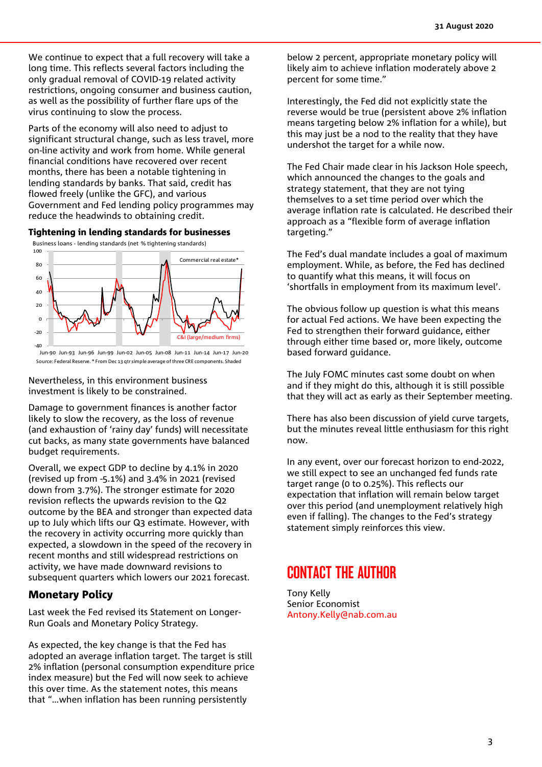We continue to expect that a full recovery will take a long time. This reflects several factors including the only gradual removal of COVID-19 related activity restrictions, ongoing consumer and business caution, as well as the possibility of further flare ups of the virus continuing to slow the process.

Parts of the economy will also need to adjust to significant structural change, such as less travel, more on-line activity and work from home. While general financial conditions have recovered over recent months, there has been a notable tightening in lending standards by banks. That said, credit has flowed freely (unlike the GFC), and various Government and Fed lending policy programmes may reduce the headwinds to obtaining credit.

**Tightening in lending standards for businesses**

Business loans - lending standards (net % tightening standards)

Source: Federal Reserve. * From Dec 13 qtr simple average of three CRE components. Shaded

Nevertheless, in this environment business investment is likely to be constrained.

Damage to government finances is another factor likely to slow the recovery, as the loss of revenue (and exhaustion of 'rainy day' funds) will necessitate cut backs, as many state governments have balanced budget requirements.

Overall, we expect GDP to decline by 4.1% in 2020 (revised up from -5.1%) and 3.4% in 2021 (revised down from 3.7%). The stronger estimate for 2020 revision reflects the upwards revision to the Q2 outcome by the BEA and stronger than expected data up to July which lifts our Q3 estimate. However, with the recovery in activity occurring more quickly than expected, a slowdown in the speed of the recovery in recent months and still widespread restrictions on activity, we have made downward revisions to subsequent quarters which lowers our 2021 forecast.

## Monetary Policy

Last week the Fed revised its Statement on Longer-Run Goals and Monetary Policy Strategy.

As expected, the key change is that the Fed has adopted an average inflation target. The target is still 2% inflation (personal consumption expenditure price index measure) but the Fed will now seek to achieve this over time. As the statement notes, this means that "…when inflation has been running persistently below 2 percent, appropriate monetary policy will likely aim to achieve inflation moderately above 2 percent for some time."

Interestingly, the Fed did not explicitly state the reverse would be true (persistent above 2% inflation means targeting below 2% inflation for a while), but this may just be a nod to the reality that they have undershot the target for a while now.

The Fed Chair made clear in his Jackson Hole speech, which announced the changes to the goals and strategy statement, that they are not tying themselves to a set time period over which the average inflation rate is calculated. He described their approach as a "flexible form of average inflation targeting."

The Fed's dual mandate includes a goal of maximum employment. While, as before, the Fed has declined to quantify what this means, it will focus on 'shortfalls in employment from its maximum level'.

The obvious follow up question is what this means for actual Fed actions. We have been expecting the Fed to strengthen their forward guidance, either through either time based or, more likely, outcome based forward guidance.

The July FOMC minutes cast some doubt on when and if they might do this, although it is still possible that they will act as early as their September meeting.

There has also been discussion of yield curve targets, but the minutes reveal little enthusiasm for this right now.

In any event, over our forecast horizon to end-2022, we still expect to see an unchanged fed funds rate target range (0 to 0.25%). This reflects our expectation that inflation will remain below target over this period (and unemployment relatively high even if falling). The changes to the Fed's strategy statement simply reinforces this view.

## CONTACT THE AUTHOR

Tony Kelly
Senior Economist
Antony.Kelly@nab.com.au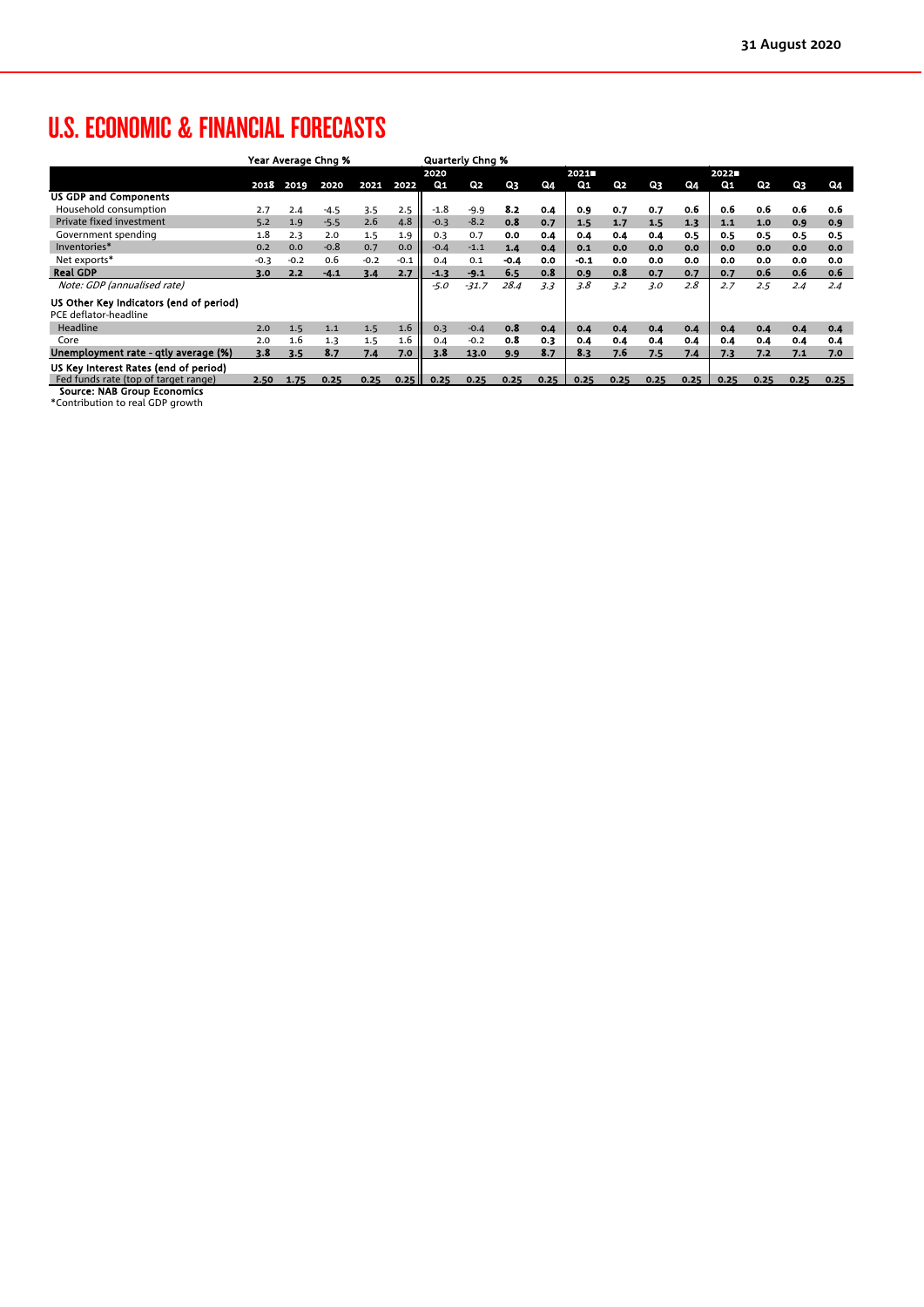# U.S. ECONOMIC & FINANCIAL FORECASTS

| | Year Average Chng % | | | | | Quarterly Chng % | | | | | | | | | | | |
|---|---|---|---|---|---|---|---|---|---|---|---|---|---|---|---|---|---|
| | | | | | | 2020 | | | | 2021 | | | | 2022 | | | |
| | 2018 | 2019 | 2020 | 2021 | 2022 | Q1 | Q2 | Q3 | Q4 | Q1 | Q2 | Q3 | Q4 | Q1 | Q2 | Q3 | Q4 |
| **US GDP and Components** | | | | | | | | | | | | | | | | | |
| Household consumption | 2.7 | 2.4 | -4.5 | 3.5 | 2.5 | -1.8 | -9.9 | 8.2 | 0.4 | 0.9 | 0.7 | 0.7 | 0.6 | 0.6 | 0.6 | 0.6 | 0.6 |
| Private fixed investment | 5.2 | 1.9 | -5.5 | 2.6 | 4.8 | -0.3 | -8.2 | 0.8 | 0.7 | 1.5 | 1.7 | 1.5 | 1.3 | 1.1 | 1.0 | 0.9 | 0.9 |
| Government spending | 1.8 | 2.3 | 2.0 | 1.5 | 1.9 | 0.3 | 0.7 | 0.0 | 0.4 | 0.4 | 0.4 | 0.4 | 0.5 | 0.5 | 0.5 | 0.5 | 0.5 |
| Inventories* | 0.2 | 0.0 | -0.8 | 0.7 | 0.0 | -0.4 | -1.1 | 1.4 | 0.4 | 0.1 | 0.0 | 0.0 | 0.0 | 0.0 | 0.0 | 0.0 | 0.0 |
| Net exports* | -0.3 | -0.2 | 0.6 | -0.2 | -0.1 | 0.4 | 0.1 | -0.4 | 0.0 | -0.1 | 0.0 | 0.0 | 0.0 | 0.0 | 0.0 | 0.0 | 0.0 |
| **Real GDP** | 3.0 | 2.2 | -4.1 | 3.4 | 2.7 | -1.3 | -9.1 | 6.5 | 0.8 | 0.9 | 0.8 | 0.7 | 0.7 | 0.7 | 0.6 | 0.6 | 0.6 |
| *Note: GDP (annualised rate)* | | | | | | *-5.0* | *-31.7* | *28.4* | *3.3* | *3.8* | *3.2* | *3.0* | *2.8* | *2.7* | *2.5* | *2.4* | *2.4* |
| **US Other Key Indicators (end of period)** | | | | | | | | | | | | | | | | | |
| PCE deflator-headline | | | | | | | | | | | | | | | | | |
| Headline | 2.0 | 1.5 | 1.1 | 1.5 | 1.6 | 0.3 | -0.4 | 0.8 | 0.4 | 0.4 | 0.4 | 0.4 | 0.4 | 0.4 | 0.4 | 0.4 | 0.4 |
| Core | 2.0 | 1.6 | 1.3 | 1.5 | 1.6 | 0.4 | -0.2 | 0.8 | 0.3 | 0.4 | 0.4 | 0.4 | 0.4 | 0.4 | 0.4 | 0.4 | 0.4 |
| **Unemployment rate - qtly average (%)** | 3.8 | 3.5 | 8.7 | 7.4 | 7.0 | 3.8 | 13.0 | 9.9 | 8.7 | 8.3 | 7.6 | 7.5 | 7.4 | 7.3 | 7.2 | 7.1 | 7.0 |
| **US Key Interest Rates (end of period)** | | | | | | | | | | | | | | | | | |
| Fed funds rate (top of target range) | 2.50 | 1.75 | 0.25 | 0.25 | 0.25 | 0.25 | 0.25 | 0.25 | 0.25 | 0.25 | 0.25 | 0.25 | 0.25 | 0.25 | 0.25 | 0.25 | 0.25 |

**Source: NAB Group Economics**

*Contribution to real GDP growth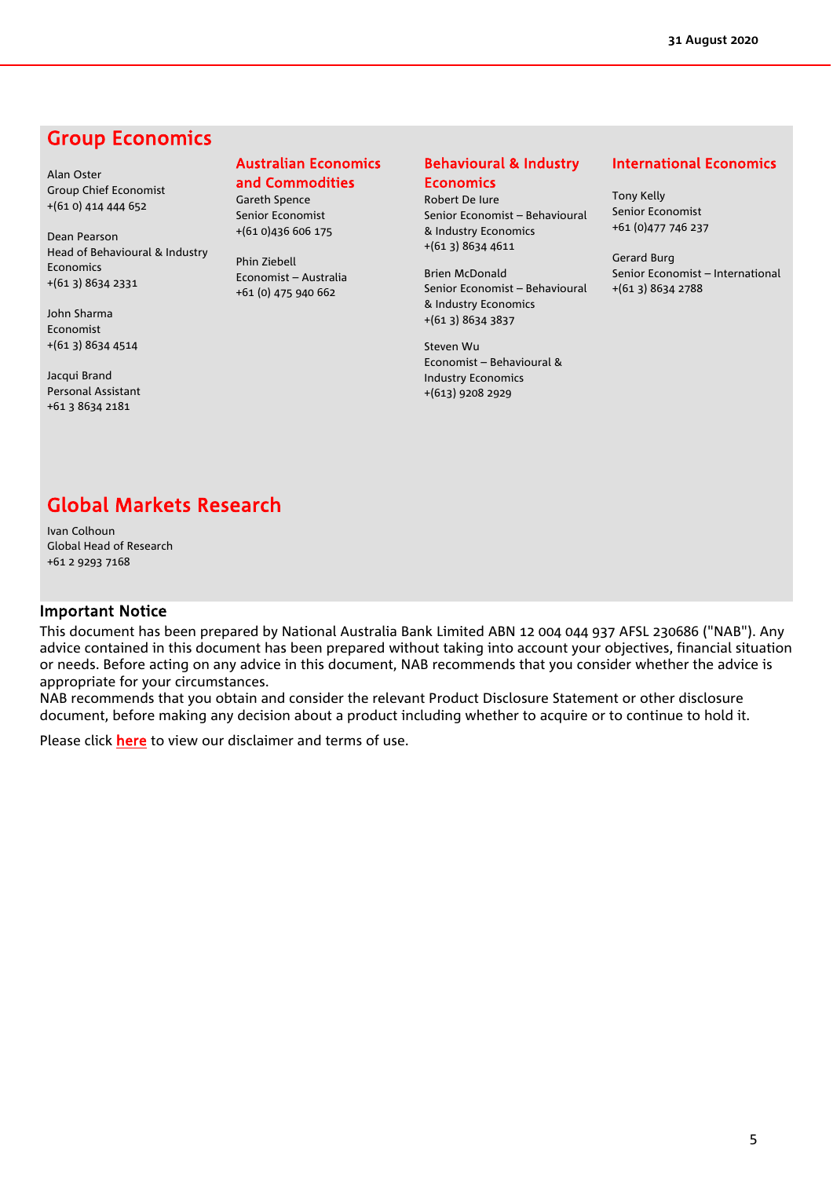# Group Economics

Alan Oster
Group Chief Economist
+(61 0) 414 444 652

Dean Pearson
Head of Behavioural & Industry Economics
+(61 3) 8634 2331

John Sharma
Economist
+(61 3) 8634 4514

Jacqui Brand
Personal Assistant
+61 3 8634 2181

## Australian Economics and Commodities

Gareth Spence
Senior Economist
+(61 0)436 606 175

Phin Ziebell
Economist – Australia
+61 (0) 475 940 662

## Behavioural & Industry Economics

Robert De Iure
Senior Economist – Behavioural & Industry Economics
+(61 3) 8634 4611

Brien McDonald
Senior Economist – Behavioural & Industry Economics
+(61 3) 8634 3837

Steven Wu
Economist – Behavioural & Industry Economics
+(613) 9208 2929

## International Economics

Tony Kelly
Senior Economist
+61 (0)477 746 237

Gerard Burg
Senior Economist – International
+(61 3) 8634 2788

# Global Markets Research

Ivan Colhoun
Global Head of Research
+61 2 9293 7168

### Important Notice

This document has been prepared by National Australia Bank Limited ABN 12 004 044 937 AFSL 230686 ("NAB"). Any advice contained in this document has been prepared without taking into account your objectives, financial situation or needs. Before acting on any advice in this document, NAB recommends that you consider whether the advice is appropriate for your circumstances.
NAB recommends that you obtain and consider the relevant Product Disclosure Statement or other disclosure document, before making any decision about a product including whether to acquire or to continue to hold it.

Please click **here** to view our disclaimer and terms of use.